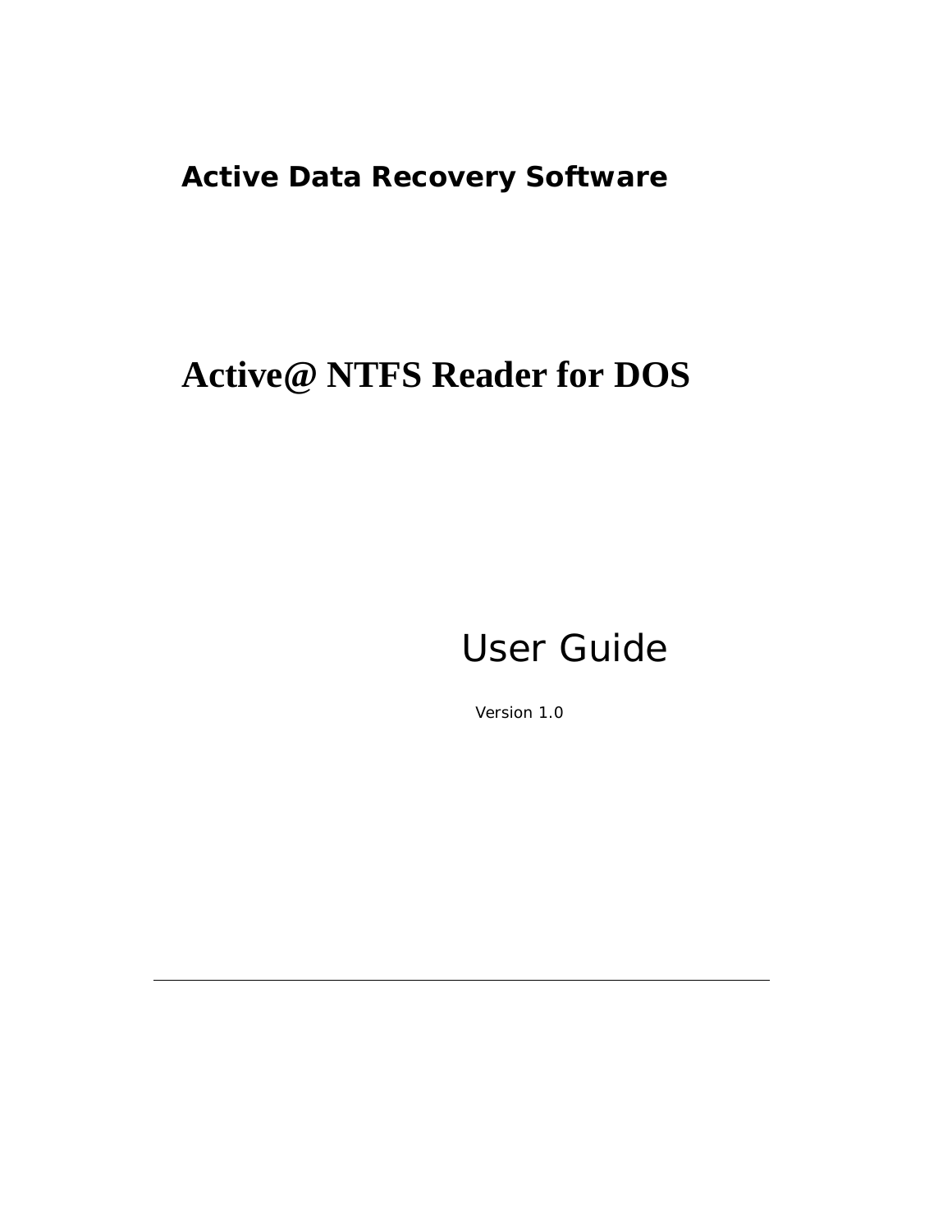**Active Data Recovery Software**

# Active@ NTFS Reader for DOS

## User Guide

Version 1.0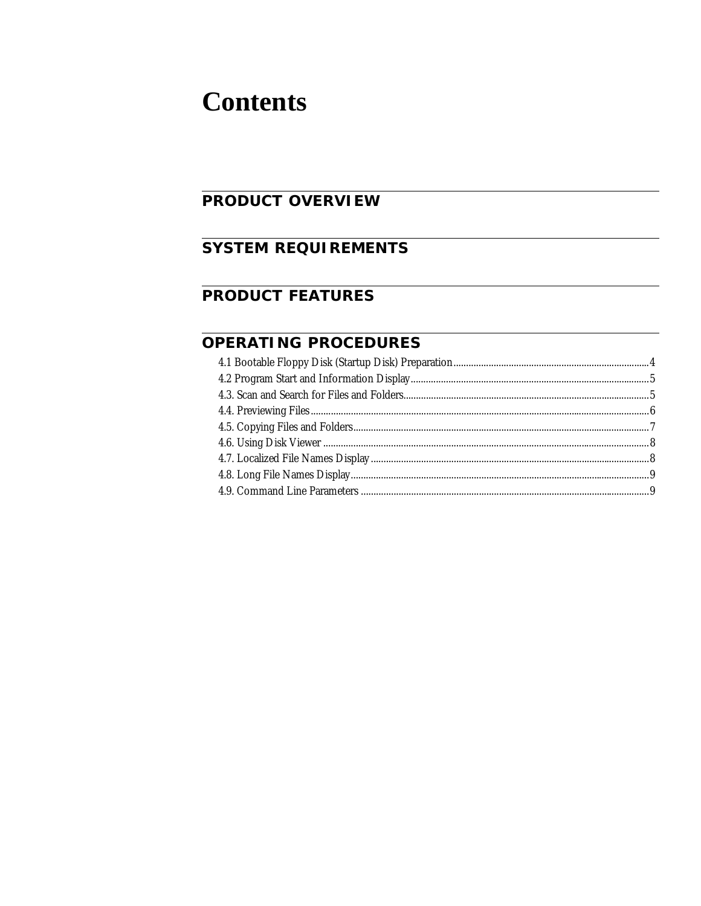# Contents

## PRODUCT OVERVIEW

## SYSTEM REQUIREMENTS

## PRODUCT FEATURES

## OPERATING PROCEDURES

4.1 Bootable Floppy Disk (Startup Disk) Preparation....4
4.2 Program Start and Information Display....5
4.3. Scan and Search for Files and Folders....5
4.4. Previewing Files....6
4.5. Copying Files and Folders....7
4.6. Using Disk Viewer....8
4.7. Localized File Names Display....8
4.8. Long File Names Display....9
4.9. Command Line Parameters....9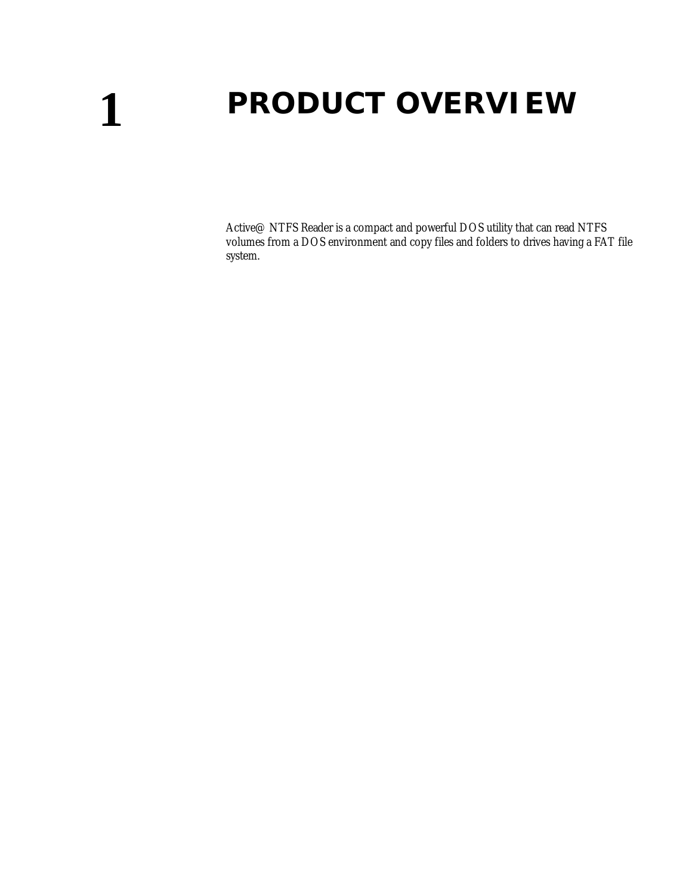# 1 PRODUCT OVERVIEW

Active@ NTFS Reader is a compact and powerful DOS utility that can read NTFS volumes from a DOS environment and copy files and folders to drives having a FAT file system.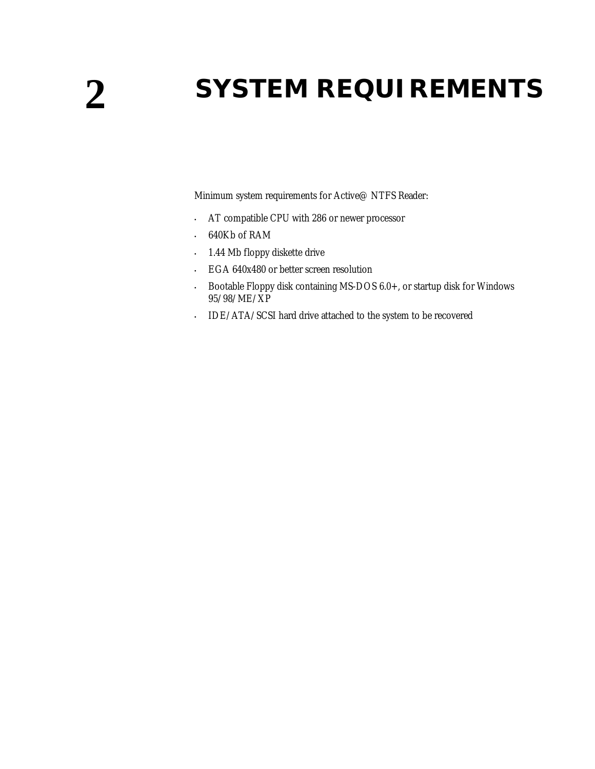# 2 SYSTEM REQUIREMENTS

Minimum system requirements for Active@ NTFS Reader:

- AT compatible CPU with 286 or newer processor
- 640Kb of RAM
- 1.44 Mb floppy diskette drive
- EGA 640x480 or better screen resolution
- Bootable Floppy disk containing MS-DOS 6.0+, or startup disk for Windows 95/98/ME/XP
- IDE/ATA/SCSI hard drive attached to the system to be recovered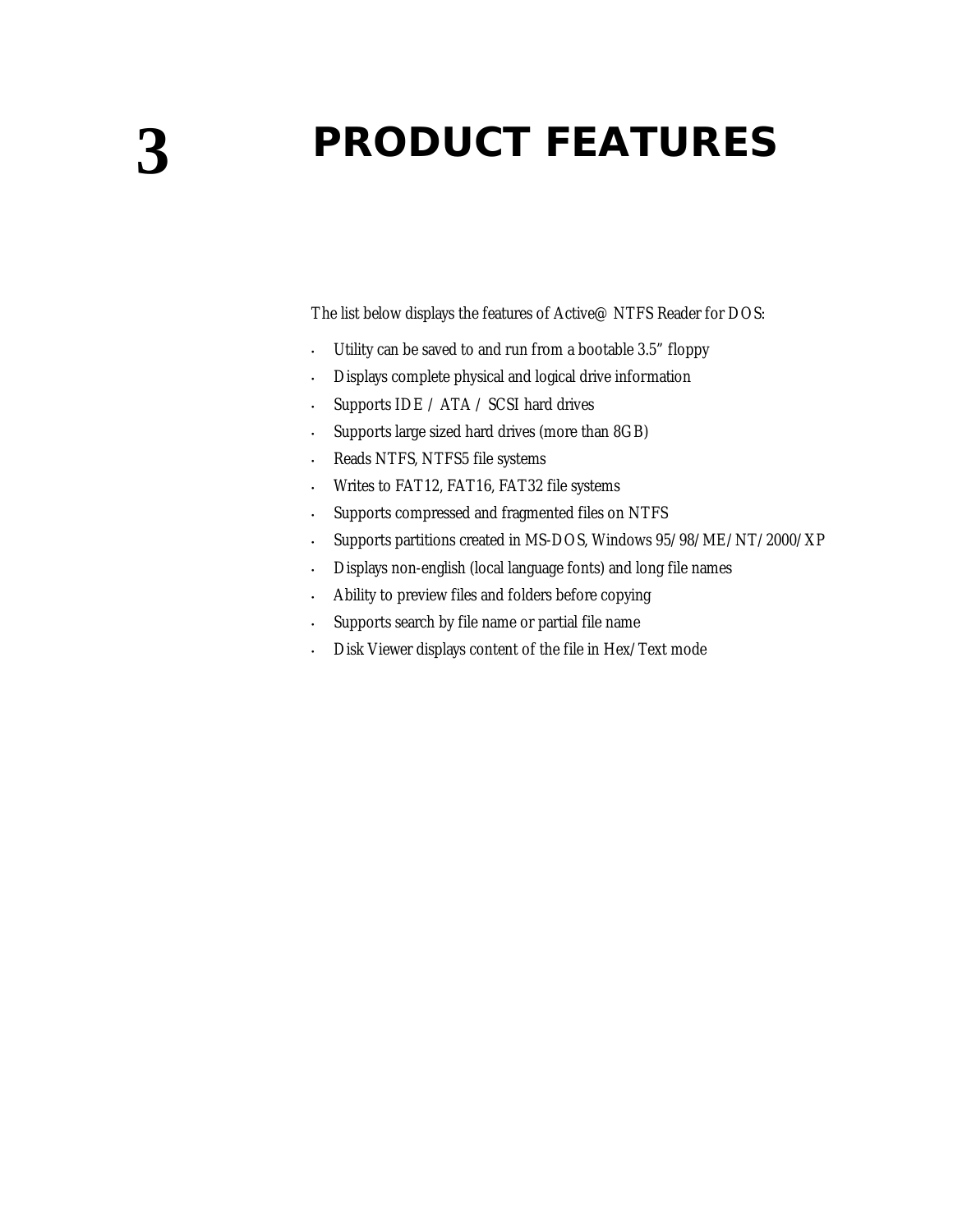# 3 PRODUCT FEATURES

The list below displays the features of Active@ NTFS Reader for DOS:

- Utility can be saved to and run from a bootable 3.5" floppy
- Displays complete physical and logical drive information
- Supports IDE / ATA / SCSI hard drives
- Supports large sized hard drives (more than 8GB)
- Reads NTFS, NTFS5 file systems
- Writes to FAT12, FAT16, FAT32 file systems
- Supports compressed and fragmented files on NTFS
- Supports partitions created in MS-DOS, Windows 95/98/ME/NT/2000/XP
- Displays non-english (local language fonts) and long file names
- Ability to preview files and folders before copying
- Supports search by file name or partial file name
- Disk Viewer displays content of the file in Hex/Text mode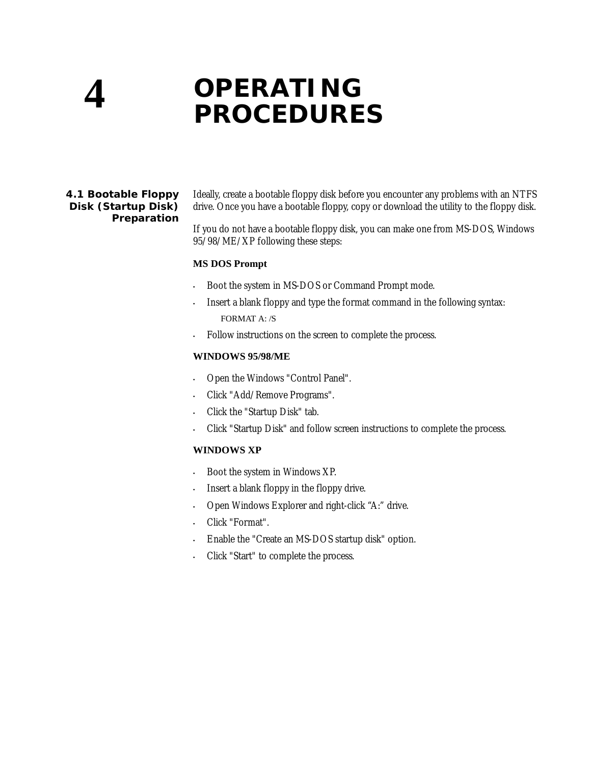# 4 OPERATING PROCEDURES

## 4.1 Bootable Floppy Disk (Startup Disk) Preparation

Ideally, create a bootable floppy disk before you encounter any problems with an NTFS drive. Once you have a bootable floppy, copy or download the utility to the floppy disk.

If you do not have a bootable floppy disk, you can make one from MS-DOS, Windows 95/98/ME/XP following these steps:

**MS DOS Prompt**

- Boot the system in MS-DOS or Command Prompt mode.
- Insert a blank floppy and type the format command in the following syntax:

  ```
  FORMAT A: /S
  ```

- Follow instructions on the screen to complete the process.

**WINDOWS 95/98/ME**

- Open the Windows "Control Panel".
- Click "Add/Remove Programs".
- Click the "Startup Disk" tab.
- Click "Startup Disk" and follow screen instructions to complete the process.

**WINDOWS XP**

- Boot the system in Windows XP.
- Insert a blank floppy in the floppy drive.
- Open Windows Explorer and right-click “A:” drive.
- Click "Format".
- Enable the "Create an MS-DOS startup disk" option.
- Click "Start" to complete the process.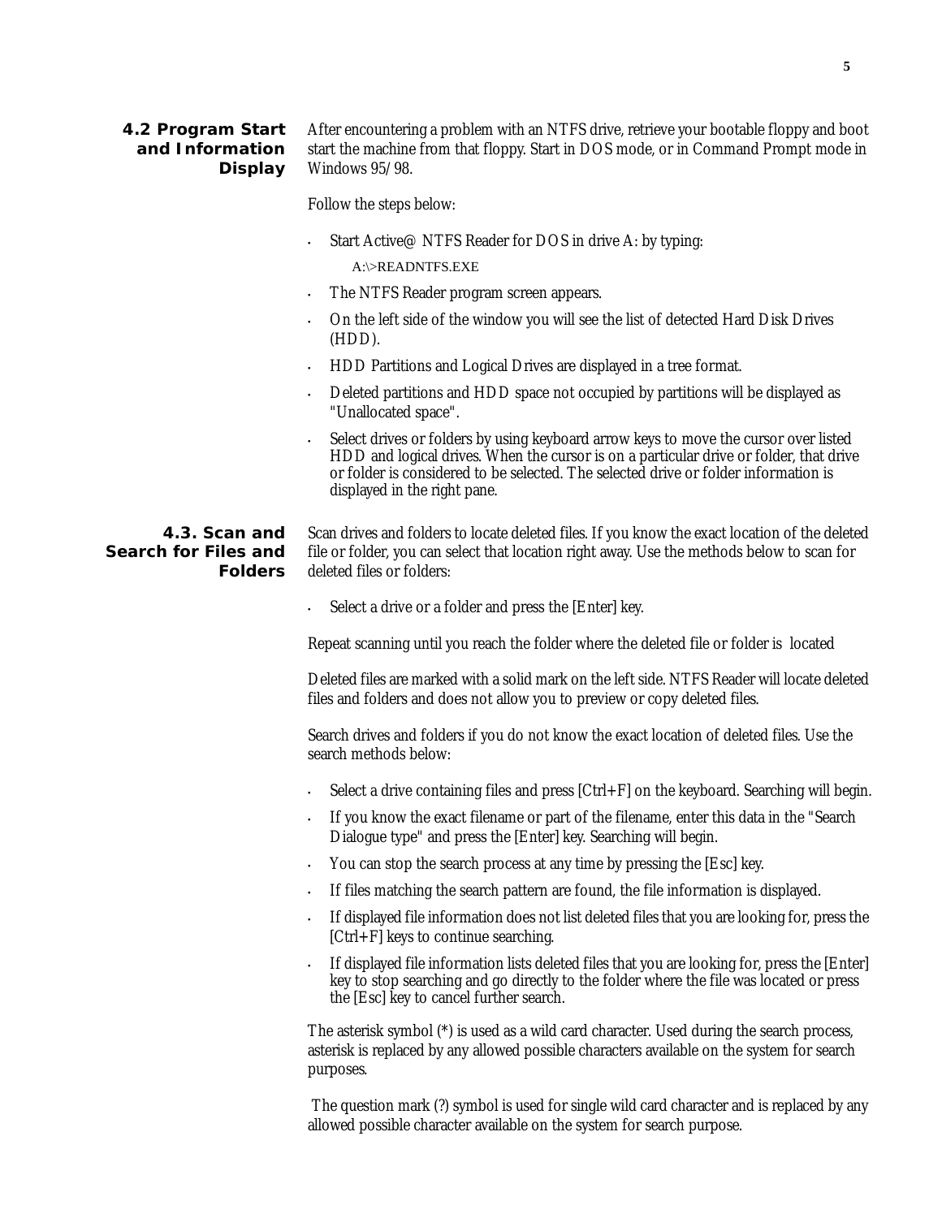## 4.2 Program Start and Information Display

After encountering a problem with an NTFS drive, retrieve your bootable floppy and boot start the machine from that floppy. Start in DOS mode, or in Command Prompt mode in Windows 95/98.

Follow the steps below:

- Start Active@ NTFS Reader for DOS in drive A: by typing:

  A:\>READNTFS.EXE

- The NTFS Reader program screen appears.
- On the left side of the window you will see the list of detected Hard Disk Drives (HDD).
- HDD Partitions and Logical Drives are displayed in a tree format.
- Deleted partitions and HDD space not occupied by partitions will be displayed as "Unallocated space".
- Select drives or folders by using keyboard arrow keys to move the cursor over listed HDD and logical drives. When the cursor is on a particular drive or folder, that drive or folder is considered to be selected. The selected drive or folder information is displayed in the right pane.

## 4.3. Scan and Search for Files and Folders

Scan drives and folders to locate deleted files. If you know the exact location of the deleted file or folder, you can select that location right away. Use the methods below to scan for deleted files or folders:

- Select a drive or a folder and press the [Enter] key.

Repeat scanning until you reach the folder where the deleted file or folder is located

Deleted files are marked with a solid mark on the left side. NTFS Reader will locate deleted files and folders and does not allow you to preview or copy deleted files.

Search drives and folders if you do not know the exact location of deleted files. Use the search methods below:

- Select a drive containing files and press [Ctrl+F] on the keyboard. Searching will begin.
- If you know the exact filename or part of the filename, enter this data in the "Search Dialogue type" and press the [Enter] key. Searching will begin.
- You can stop the search process at any time by pressing the [Esc] key.
- If files matching the search pattern are found, the file information is displayed.
- If displayed file information does not list deleted files that you are looking for, press the [Ctrl+F] keys to continue searching.
- If displayed file information lists deleted files that you are looking for, press the [Enter] key to stop searching and go directly to the folder where the file was located or press the [Esc] key to cancel further search.

The asterisk symbol (*) is used as a wild card character. Used during the search process, asterisk is replaced by any allowed possible characters available on the system for search purposes.

The question mark (?) symbol is used for single wild card character and is replaced by any allowed possible character available on the system for search purpose.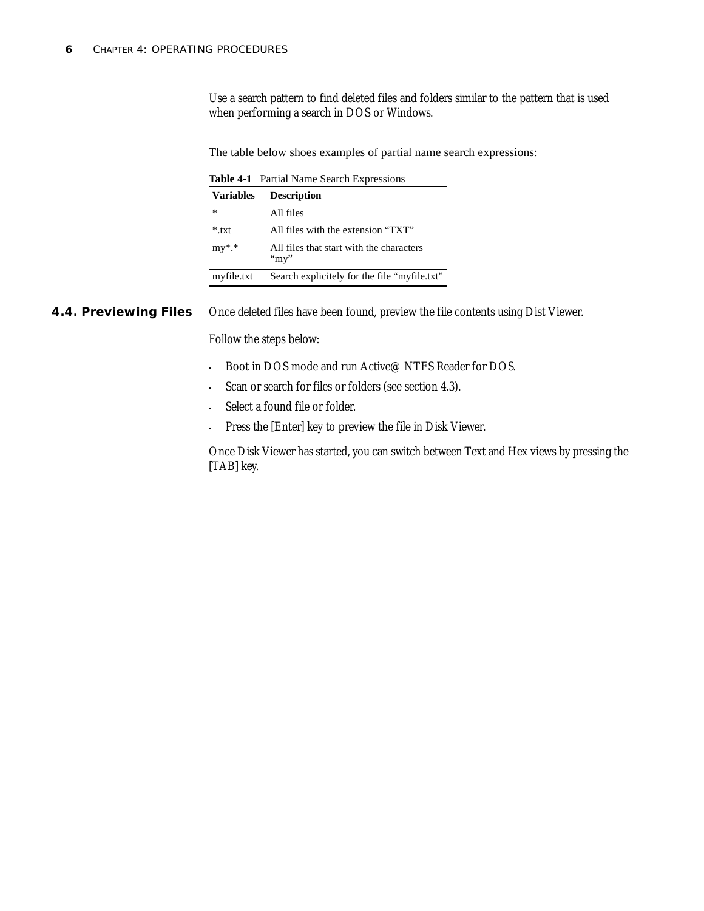Use a search pattern to find deleted files and folders similar to the pattern that is used when performing a search in DOS or Windows.

The table below shoes examples of partial name search expressions:

**Table 4-1** Partial Name Search Expressions

| Variables | Description |
|---|---|
| * | All files |
| *.txt | All files with the extension "TXT" |
| my*.* | All files that start with the characters "my" |
| myfile.txt | Search explicitely for the file "myfile.txt" |

## 4.4. Previewing Files

Once deleted files have been found, preview the file contents using Dist Viewer.

Follow the steps below:

- Boot in DOS mode and run Active@ NTFS Reader for DOS.
- Scan or search for files or folders (see section 4.3).
- Select a found file or folder.
- Press the [Enter] key to preview the file in Disk Viewer.

Once Disk Viewer has started, you can switch between Text and Hex views by pressing the [TAB] key.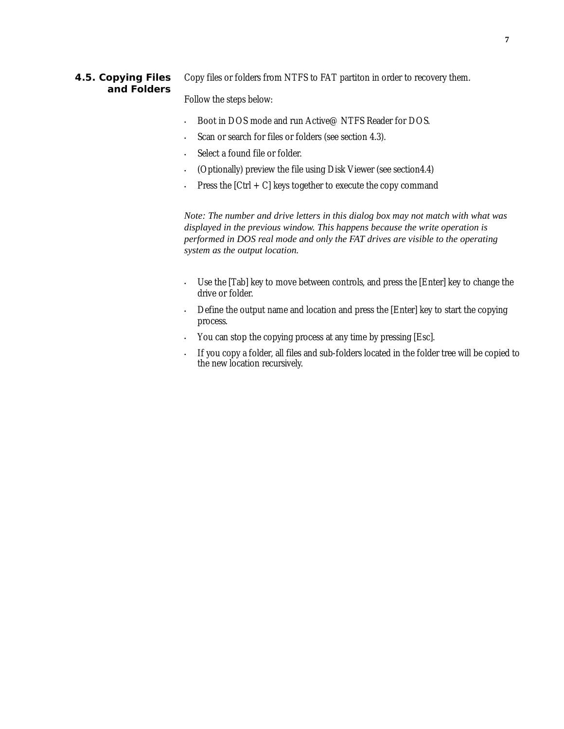## 4.5. Copying Files and Folders

Copy files or folders from NTFS to FAT partiton in order to recovery them.

Follow the steps below:

- Boot in DOS mode and run Active@ NTFS Reader for DOS.
- Scan or search for files or folders (see section 4.3).
- Select a found file or folder.
- (Optionally) preview the file using Disk Viewer (see section4.4)
- Press the [Ctrl + C] keys together to execute the copy command

*Note: The number and drive letters in this dialog box may not match with what was displayed in the previous window. This happens because the write operation is performed in DOS real mode and only the FAT drives are visible to the operating system as the output location.*

- Use the [Tab] key to move between controls, and press the [Enter] key to change the drive or folder.
- Define the output name and location and press the [Enter] key to start the copying process.
- You can stop the copying process at any time by pressing [Esc].
- If you copy a folder, all files and sub-folders located in the folder tree will be copied to the new location recursively.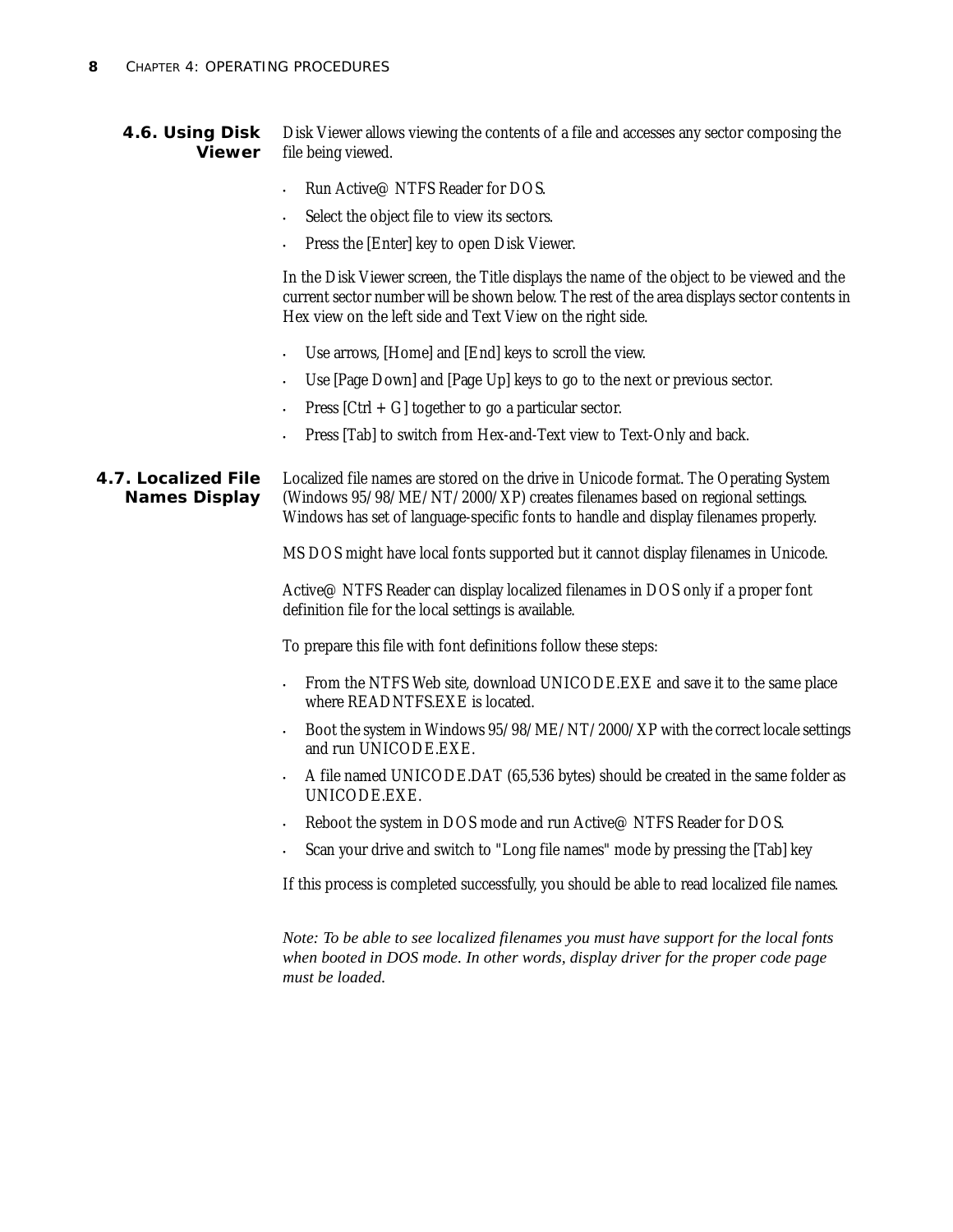## 4.6. Using Disk Viewer

Disk Viewer allows viewing the contents of a file and accesses any sector composing the file being viewed.

- Run Active@ NTFS Reader for DOS.
- Select the object file to view its sectors.
- Press the [Enter] key to open Disk Viewer.

In the Disk Viewer screen, the Title displays the name of the object to be viewed and the current sector number will be shown below. The rest of the area displays sector contents in Hex view on the left side and Text View on the right side.

- Use arrows, [Home] and [End] keys to scroll the view.
- Use [Page Down] and [Page Up] keys to go to the next or previous sector.
- Press [Ctrl + G] together to go a particular sector.
- Press [Tab] to switch from Hex-and-Text view to Text-Only and back.

## 4.7. Localized File Names Display

Localized file names are stored on the drive in Unicode format. The Operating System (Windows 95/98/ME/NT/2000/XP) creates filenames based on regional settings. Windows has set of language-specific fonts to handle and display filenames properly.

MS DOS might have local fonts supported but it cannot display filenames in Unicode.

Active@ NTFS Reader can display localized filenames in DOS only if a proper font definition file for the local settings is available.

To prepare this file with font definitions follow these steps:

- From the NTFS Web site, download UNICODE.EXE and save it to the same place where READNTFS.EXE is located.
- Boot the system in Windows 95/98/ME/NT/2000/XP with the correct locale settings and run UNICODE.EXE.
- A file named UNICODE.DAT (65,536 bytes) should be created in the same folder as UNICODE.EXE.
- Reboot the system in DOS mode and run Active@ NTFS Reader for DOS.
- Scan your drive and switch to "Long file names" mode by pressing the [Tab] key

If this process is completed successfully, you should be able to read localized file names.

*Note: To be able to see localized filenames you must have support for the local fonts when booted in DOS mode. In other words, display driver for the proper code page must be loaded.*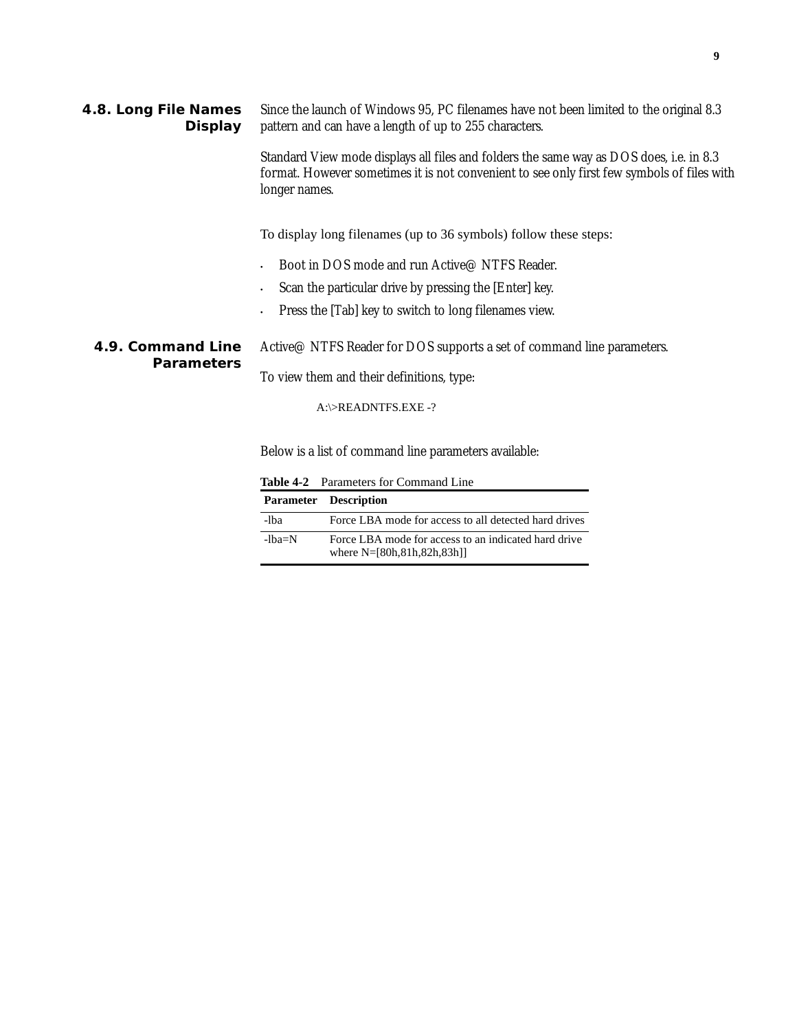## 4.8. Long File Names Display

Since the launch of Windows 95, PC filenames have not been limited to the original 8.3 pattern and can have a length of up to 255 characters.

Standard View mode displays all files and folders the same way as DOS does, i.e. in 8.3 format. However sometimes it is not convenient to see only first few symbols of files with longer names.

To display long filenames (up to 36 symbols) follow these steps:

- Boot in DOS mode and run Active@ NTFS Reader.
- Scan the particular drive by pressing the [Enter] key.
- Press the [Tab] key to switch to long filenames view.

## 4.9. Command Line Parameters

Active@ NTFS Reader for DOS supports a set of command line parameters.

To view them and their definitions, type:

```
A:\>READNTFS.EXE -?
```

Below is a list of command line parameters available:

**Table 4-2** Parameters for Command Line

| Parameter | Description |
|---|---|
| -lba | Force LBA mode for access to all detected hard drives |
| -lba=N | Force LBA mode for access to an indicated hard drive where N=[80h,81h,82h,83h]] |